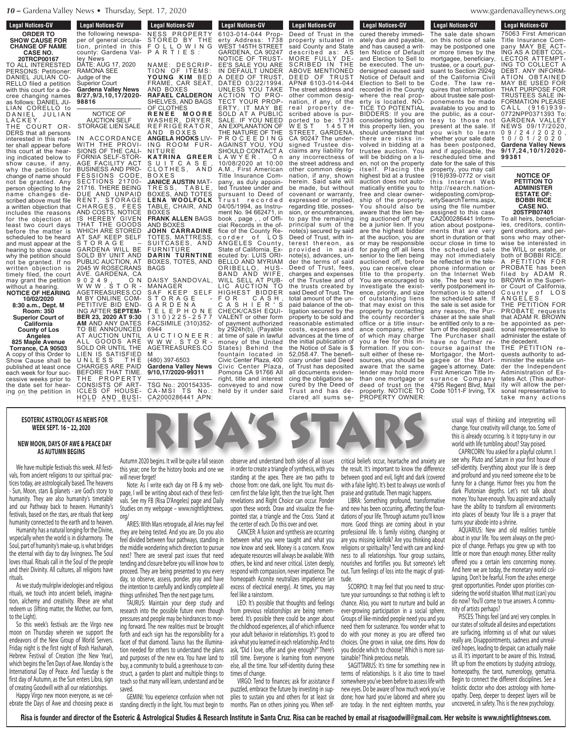## Legal Notices-GV

**ORDER TO SHOW CAUSE FOR CHANGE OF NAME CASE NO. 20TRCP00167**

TO ALL INTERESTED PERSONS: Petitioner: DANIEL JULIAN CORELLO filed a petition with this court for a decree changing names as follows: DANIEL JULIAN CORELLO to DANIEL JULIAN LACKEY.

THE COURT ORDERS that all persons interested in this matter shall appear before this court at the hearing indicated below to show cause, if any, why the petition for change of name should not be granted. Any person objecting to the name changes described above must file a written objection that includes the reasons for the objection at least two court days before the matter is scheduled to be heard and must appear at the hearing to show cause why the petition should not be granted. If no written objection is timely filed, the court may grant the petition without a hearing.

**NOTICE OF HEARING 10/02/2020 8:30 a.m., Dept. M Room: 350 Superior Court of California County of Los Angeles 825 Maple Avenue Torrance, CA 90503**

A copy of this Order to Show Cause shall be published at least once each week for four successive weeks prior to the date set for hearing on the petition in the following newspaper of general circulation, printed in this county: Gardena Valley News

DATE: AUG 17, 2020

RAMONA SEE

Judge of the Superior Court

**Gardena Valley News 8/27,9/3,10,17/2020-98816**

## Legal Notices-GV

NOTICE OF AUCTION SELF STORAGE LIEN SALE

IN ACCORDANCE WITH THE PROVISIONS OF THE CALIFORNIA SELF-STORAGE FACILITY ACT BUSINESS AND PROFESSIONS CODE, SECTIONS 21700-21716. THERE BEING DUE AND UNPAID RENT, STORAGE CHARGES, FEES AND COSTS, NOTICE IS HEREBY GIVEN THAT THE GOODS WHICH ARE STORED AT SAF KEEP SELF STORAGE – GARDENA WILL BE SOLD BY UNIT AND PUBLIC AUCTION, AT 2045 W ROSECRANS AVE. GARDENA, CA 90249, ON WWW.STORAGETREASURES.COM BY ONLINE COMPETITIVE BID ENDING AFTER **SEPTEMBER 23, 2020 AT 9:30 AM** AND ANY DATES TO BE ANNOUNCED AT AUCTION UNTIL ALL GOODS ARE SOLD OR UNTIL THE LIEN IS SATISFIED UNLESS THE CHARGES ARE PAID BEFORE THAT TIME. THE PROPERTY CONSISTS OF ARTICLES OF HOUSEHOLD AND BUSINESS PROPERTY STORED BY THE FOLLOWING PARTIES:

NAME: DESCRIPTION OF ITEMS:

**YOUNG KIM** BED FRAME, CAR SEAT, AND BOXES

**RAFAEL CALDERON** SHELVES, AND BAGS OF CLOTHES

**RENEE MOORE** WASHER, DRYER, REFRIGERATOR, AND BOXES

**ANGELA HOOKS** LIVING ROOM FURNITURE

**KATRINA GREER** SUITCASE, CLOTHES, AND BOXES

**JANICE AUSTIN** MATTRESS, TABLE, BOXES, AND TOTES

**LENA WOOLFOLK** TABLE, CHAIR, AND BOXES

**FRANK ALLEN** BAGS AND BOXES

**JOHN CARRADINE** TOTES, MATTRESS, SUITCASES, AND FURNITURE

**DARIN TURNTINE** BOXES, TOTES, AND BAGS

DAISY SANDOVAL, MANAGER

SAF KEEP SELF STORAGE - GARDENA

TELEPHONE (310)225-2577 FACSIMILE (310)352-6944

AUCTIONEER: WWW.STORAGETREASURES.COM

(480) 397-6503

**Gardena Valley News 9/10,17/2020-99311**

## Legal Notices-GV

TSG No.: 200154335-CA-MSI TS No.: CA2000286441 APN: 6103-014-044 Property Address: 1738 WEST 145TH STREET GARDENA, CA 90247 NOTICE OF TRUSTEE'S SALE YOU ARE IN DEFAULT UNDER A DEED OF TRUST, DATED 03/22/1994. UNLESS YOU TAKE ACTION TO PROTECT YOUR PROPERTY, IT MAY BE SOLD AT A PUBLIC SALE. IF YOU NEED AN EXPLANATION OF THE NATURE OF THE PROCEEDING AGAINST YOU, YOU SHOULD CONTACT A LAWYER. On 10/08/2020 at 10:00 A.M., First American Title Insurance Company, as duly appointed Trustee under and pursuant to Deed of Trust recorded 04/05/1994, as Instrument No. 94 662471, in book , page , , of Official Records in the office of the County Recorder of LOS ANGELES County, State of California. Executed by: LUIS ORIBELLO AND MYRIAM ORIBELLO, HUSBAND AND WIFE, WILL SELL AT PUBLIC AUCTION TO HIGHEST BIDDER FOR CASH, CASHIER'S CHECK/CASH EQUIVALENT or other form of payment authorized by 2924h(b), (Payable at time of sale in lawful money of the United States) Behind the fountain located in Civic Center Plaza, 400 Civic Center Plaza, Pomona CA 91766 All right, title and interest conveyed to and now held by it under said Deed of Trust in the property situated in said County and State described as: AS MORE FULLY DESCRIBED IN THE ABOVE MENTIONED DEED OF TRUST APN# 6103-014-044 The street address and other common designation, if any, of the real property described above is purported to be: 1738 WEST 145TH STREET, GARDENA, CA 90247 The undersigned Trustee disclaims any liability for any incorrectness of the street address and other common designation, if any, shown herein. Said sale will be made, but without covenant or warranty, expressed or implied, regarding title, possession, or encumbrances, to pay the remaining principal sum of the note(s) secured by said Deed of Trust, with interest thereon, as provided in said note(s), advances, under the terms of said Deed of Trust, fees, charges and expenses of the Trustee and of the trusts created by said Deed of Trust. The total amount of the unpaid balance of the obligation secured by the property to be sold and reasonable estimated costs, expenses and advances at the time of the initial publication of the Notice of Sale is $ 52,058.47. The beneficiary under said Deed of Trust has deposited all documents evidencing the obligations secured by the Deed of Trust and has declared all sums secured thereby immediately due and payable, and has caused a written Notice of Default and Election to Sell to be executed. The undersigned caused said Notice of Default and Election to Sell to be recorded in the County where the real property is located. NOTICE TO POTENTIAL BIDDERS: If you are considering bidding on this property lien, you should understand that there are risks involved in bidding at a trustee auction. You will be bidding on a lien, not on the property itself. Placing the highest bid at a trustee auction does not automatically entitle you to free and clear ownership of the property. You should also be aware that the lien being auctioned off may be a junior lien. If you are the highest bidder at the auction, you are or may be responsible for paying off all liens senior to the lien being auctioned off, before you can receive clear title to the property. You are encouraged to investigate the existence, priority, and size of outstanding liens that may exist on this property by contacting the county recorder's office or a title insurance company, either of which may charge you a fee for this information. If you consult either of these resources, you should be aware that the same lender may hold more than one mortgage or deed of trust on the property. NOTICE TO PROPERTY OWNER: The sale date shown on this notice of sale may be postponed one or more times by the mortgagee, beneficiary, trustee, or a court, pursuant to Section 2924g of the California Civil Code. The law requires that information about trustee sale postponements be made available to you and to the public, as a courtesy to those not present at the sale. If you wish to learn whether your sale date has been postponed, and if applicable, the rescheduled time and date for the sale of this property, you may call (916)939-0772 or visit this Internet Web http://search.nationwideposting.com/propertySearchTerms.aspx, using the file number assigned to this case CA2000286441 Information about postponements that are very short in duration or that occur close in time to the scheduled sale may not immediately be reflected in the telephone information or on the Internet Web site. The best way to verify postponement information is to attend the scheduled sale. If the sale is set aside for any reason, the Purchaser at the sale shall be entitled only to a return of the deposit paid. The Purchaser shall have no further recourse against the Mortgagor, the Mortgagee or the Mortgagee's attorney. Date: First American Title Insurance Company 4795 Regent Blvd, Mail Code 1011-F Irving, TX 75063 First American Title Insurance Company MAY BE ACTING AS A DEBT COLLECTOR ATTEMPTING TO COLLECT A DEBT. ANY INFORMATION OBTAINED MAY BE USED FOR THAT PURPOSE FOR TRUSTEES SALE INFORMATION PLEASE CALL (916)939-0772NPP0371393 To: GARDENA VALLEY NEWS 09/17/2020, 09/24/2020, 10/01/2020

**Gardena Valley News 9/17,24,10/1/2020-99381**

**NOTICE OF PETITION TO ADMINISTER ESTATE OF: BOBBI RICE CASE NO. 20STPB07401**

To all heirs, beneficiaries, creditors, contingent creditors, and persons who may otherwise be interested in the WILL or estate, or both of BOBBI RICE.

A PETITION FOR PROBATE has been filed by ADAM R. BROWN in the Superior Court of California, County of LOS ANGELES.

THE PETITION FOR PROBATE requests that ADAM R. BROWN be appointed as personal representative to administer the estate of the decedent.

THE PETITION requests authority to administer the estate under the Independent Administration of Estates Act. (This authority will allow the personal representative to take many actions

# RISA'S STARS

### ESOTERIC ASTROLOGY AS NEWS FOR WEEK SEPT. 16 – 22, 2020

### NEW MOON, DAYS OF AWE & PEACE DAY AS AUTUMN BEGINS

We have multiple festivals this week. All festivals, from ancient religions to our spiritual practices today, are astrologically based. The heavens - Sun, Moon, stars & planets - are God's story to humanity. They are also humanity's timetable and our Pathway back to heaven. Humanity's festivals, based on the stars, are rituals that keep humanity connected to the earth and to heaven.

Humanity has a natural longing for the Divine, wspecially when the world is in disharmony. The Soul, part of humanity's make-up, is what bridges the eternal with day to day livingness. The Soul loves ritual. Rituals call in the Soul of the people and their Divinity. All cultures, all religions have rituals.

As we study mulriplw ideologies and religious rituals, we touch into ancient beliefs, imagination, alchemy and creativity. Rhese are what redeem us (lifting matter, the Mother, our form, to the Light).

So this week's festivals are: the Virgo new moon on Thursday wherein we support the endeavors of the New Group of World Servers. Friday night is the first night of Rosh Hashanah, Hebrew Festival of Creation (the New Year), which begins the Ten Days of Awe. Monday is the International Day of Peace. And Tuesday is the first day of Autumn, as the Sun enters Libra, sign of creating Goodwill with all our relationships.

Happy Virgo new moon everyone, as we celebrate the Days of Awe and choosing peace as Autumn 2020 begins. It will be quite a fall season this year; one for the history books and one we will never forget!

Note: As I write each day on FB & my webpage, I will be writing about each of these festivals. See my FB (Risa D'Angeles) page and Daily Studies on my webpage – www.nightlightnews.org/

ARIES: With Mars retrograde, all Aries may feel they are being tested. And you are. Do you also feel divided between four pathways, standing in the middle wondering which direction to pursue next? There are several past issues that need tending and closure before you will know how to proceed. They are being presented to you every day, so observe, assess, ponder, pray and have the intention to carefully and kindly complete all things unfinished. Then the next page turns.

TAURUS: Maintain your deep study and research into the possible future even though pressures and people may be hindrances to moving forward. The new realities must be brought forth and each sign has the responsibility for a facet of that diamond. Taurus has the illumination needed for others to understand the plans and purposes of the new era. You have land to buy, a community to build, a greenhouse to construct, a garden to plant and multiple things to teach so that many will learn, understand and be saved.

GEMINI: You experience confusion when not standing directly in the light. You must begin to observe and understand both sides of all issues in order to create a triangle of synthesis, with you standing at the apex. There are two paths to choose from: one dark, one light. You must discern first the false light, then the true light. Then revelations and Right Choice can occur. Ponder upon these words. Draw and visualize the five-pointed star, a triangle and the Cross. Stand at the center of each. Do this over and over.

CANCER: A fusion and synthesis are occurring between what you were taught and what you now know and seek. Money is a concern. Know adequate resources will always be available. With others, be kind and never critical. Listen deeply, respond with compassion, never impatience. The homeopath Aconite neutralizes impatience (an excess of electrical energy). At times, you may feel like a rainstorm.

LEO: It's possible that thoughts and feelings from previous relationships are being remembered. It's possible there could be anger about the childhood experiences, all of which influence your adult behavior in relationships. It's good to ask what you learned in each relationship. And to ask, "Did I love, offer and give enough?" There's still time. Everyone is learning from everyone else, all the time. Your self-identity during these times of change.

VIRGO: Tend to finances; ask for assistance if puzzled, embrace the future by investing in supplies to sustain you and others for at least six months. Plan on others joining you. When self-critical beliefs occur, heartache and anxiety are the result. It's important to know the difference between good and evil, light and dark (covered with a false light). It's best to always use words of praise and gratitude. Then magic happens.

LIBRA: Something profound, transformative and new has been occurring, affecting the foundations of your life. Through autumn you'll know more. Good things are coming about in your professional life. Is family visiting, changing or are you missing kinfolk? Are you thinking about religions or spirituality? Tend with care and kindness to all relationships. Your group sustains, nourishes and fortifies you. But someone's left out. Turn feelings of loss into the magic of gratitude.

SCORPIO: It may feel that you need to structure your surroundings so that nothing is left to chance. Also, you want to nurture and build an ever-growing participation in a social sphere. Groups of like-minded people need you and you need them for sustenance. You wonder what to do with your money as you are offered two choices. One grows in value, one dims. How do you decide which to choose? Which is more sustainable? Think precious metals.

SAGITTARIUS: It's time for something new in terms of relationships. Is it also time to travel somewhere you've been before to assess life with new eyes. Do be aware of how much work you've done; how hard you've labored and where you are today. In the next eighteen months, your usual ways of thinking and interpreting will change. Your creativity will change, too. Some of this is already occurring. Is it topsy-turvy in our world with life tumbling about? Stay poised.

CAPRICORN: You asked for a playful column. I see why. Pluto and Saturn in your first house of self-identity. Everything about your life is deep and profound and you need someone else to be funny for a change. Humor frees you from the dark Plutonian depths. Let's not talk about money. You have enough. You aspire and actually have the ability to transform all environments into places of beauty Your life is a prayer that turns your abode into a shrine.

AQUARIUS: New and old realities tumble about in your life. You seem always on the precipice of change. Perhaps you grew up with too little or more than enough money. Either reality offered you a certain lens concerning money. And here we are today, the monetary world collapsing. Don't be fearful. From the ashes emerge great opportunities. Ponder upon priorities considering the world situation. What must (can) you do now? You'll come to true answers. A community of artists perhaps?

PISCES: Things feel (and are) very complex. In our states of solitude all desires and expectations are surfacing, informing us of what our values really are. Disappointments, sadness and unrealized hopes, leading to despair, can actually make us ill. It's important to be aware of this. Instead, lift up from the emotions by studying astrology, homeopathy, the tarot, numerology, gematria. Begin to connect the different disciplines. See a holistic doctor who does astrology with homeopathy. Deep, deeper to deepest layers will be uncovered, in safety. This is the new psychology.

**Risa is founder and director of the Esoteric & Astrological Studies & Research Institute in Santa Cruz. Risa can be reached by email at risagoodwill@gmail.com. Her website is www.nightlightnews.com.**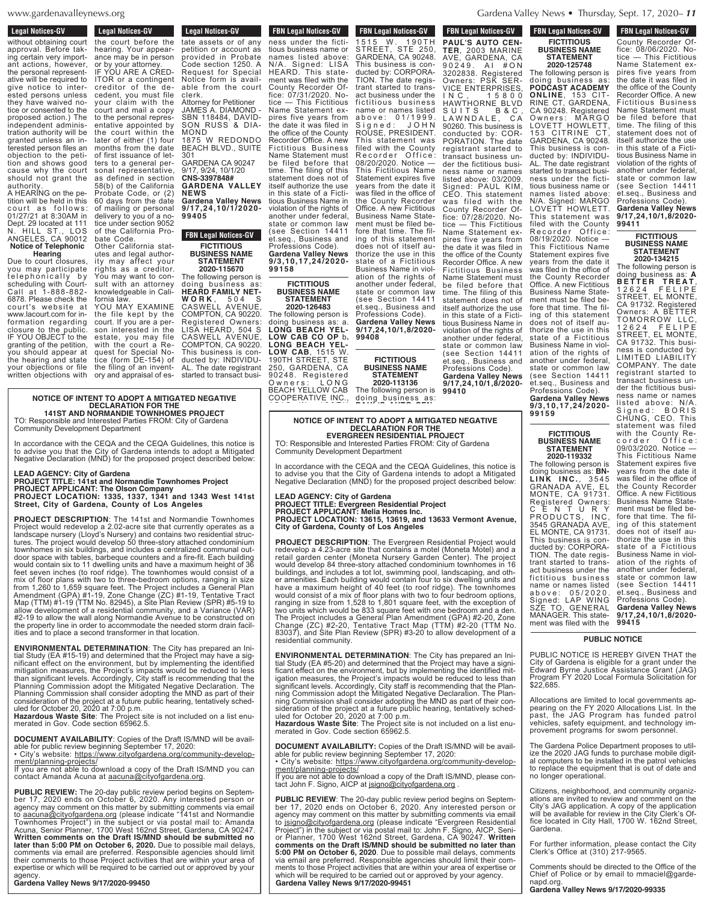## Legal Notices-GV

without obtaining court approval. Before taking certain very important actions, however, the personal representative will be required to give notice to interested persons unless they have waived notice or consented to the proposed action.) The independent administration authority will be granted unless an interested person files an objection to the petition and shows good cause why the court should not grant the authority.

A HEARING on the petition will be held in this court as follows: 01/27/21 at 8:30AM in Dept. 29 located at 111 N. HILL ST., LOS ANGELES, CA 90012

**Notice of Telephonic Hearing**

Due to court closures, you may participate telephonically by scheduling with Court-Call at 1-888-882-6878. Please check the court's website at www.lacourt.com for information regarding closure to the public.

IF YOU OBJECT to the granting of the petition, you should appear at the hearing and state your objections or file written objections with the court before the hearing. Your appearance may be in person or by your attorney.

IF YOU ARE A CREDITOR or a contingent creditor of the decedent, you must file your claim with the court and mail a copy to the personal representative appointed by the court within the later of either (1) four months from the date of first issuance of letters to a general personal representative, as defined in section 58(b) of the California Probate Code, or (2) 60 days from the date of mailing or personal delivery to you of a notice under section 9052 of the California Probate Code.

Other California statutes and legal authority may affect your rights as a creditor. You may want to consult with an attorney knowledgeable in California law.

YOU MAY EXAMINE the file kept by the court. If you are a person interested in the estate, you may file with the court a Request for Special Notice (form DE-154) of the filing of an inventory and appraisal of estate assets or of any petition or account as provided in Probate Code section 1250. A Request for Special Notice form is available from the court clerk.

Attorney for Petitioner
JAMES A. DIAMOND - SBN 118484, DAVIDSON RUSS & DIAMOND
1875 W REDONDO BEACH BLVD., SUITE 301
GARDENA CA 90247
9/17, 9/24, 10/1/20
**CNS-3397848#**
**GARDENA VALLEY NEWS**
**Gardena Valley News 9/17,24,10/1/2020-99405**

## FBN Legal Notices-GV

**FICTITIOUS BUSINESS NAME STATEMENT 2020-115670**

The following person is doing business as: **HEARD FAMILY NETWORK**, 504 S CASWELL AVENUE, COMPTON, CA 90220. Registered Owners: LISA HEARD, 504 S CASWELL AVENUE, COMPTON, CA 90220. This business is conducted by: INDIVIDUAL. The date registrant started to transact business under the fictitious business name or names listed above: N/A. Signed: LISA HEARD. This statement was filed with the County Recorder Office: 07/31/2020. Notice — This Fictitious Name Statement expires five years from the date it was filed in the office of the County Recorder Office. A new Fictitious Business Name Statement must be filed before that time. The filing of this statement does not of itself authorize the use in this state of a Fictitious Business Name in violation of the rights of another under federal, state or common law (see Section 14411 et.seq., Business and Professions Code).
**Gardena Valley News 9/3,10,17,24/2020-99158**

**FICTITIOUS BUSINESS NAME STATEMENT 2020-126483**

The following person is doing business as: a. **LONG BEACH YELLOW CAB CO OP** b. **LONG BEACH YELLOW CAB**, 1515 W. 190TH STREET, STE 250, GARDENA, CA 90248. Registered Owners: LONG BEACH YELLOW CAB COOPERATIVE INC., 1515 W. 190TH STREET, STE 250, GARDENA, CA 90248. This business is conducted by: CORPORATION. The date registrant started to transact business under the fictitious business name or names listed above: 01/1999. Signed: JOHN ROUSE, PRESIDENT. This statement was filed with the County Recorder Office: 08/20/2020. Notice — This Fictitious Name Statement expires five years from the date it was filed in the office of the County Recorder Office. A new Fictitious Business Name Statement must be filed before that time. The filing of this statement does not of itself authorize the use in this state of a Fictitious Business Name in violation of the rights of another under federal, state or common law (see Section 14411 et.seq., Business and Professions Code).
**Gardena Valley News 9/17,24,10/1,8/2020-99408**

**FICTITIOUS BUSINESS NAME STATEMENT 2020-113136**

The following person is doing business as: **PAUL'S AUTO CENTER**, 2003 MARINE AVE, GARDENA, CA 90249. AI #ON 3202838. Registered Owners: PSK SERVICE ENTERPRISES, INC, 15800 HAWTHORNE BLVD SUITS B&C, LAWNDALE, CA 90260. This business is conducted by: CORPORATION. The date registrant started to transact business under the fictitious business name or names listed above: 03/2009. Signed: PAUL KIM, CEO. This statement was filed with the County Recorder Office: 07/28/2020. Notice — This Fictitious Name Statement expires five years from the date it was filed in the office of the County Recorder Office. A new Fictitious Business Name Statement must be filed before that time. The filing of this statement does not of itself authorize the use in this state of a Fictitious Business Name in violation of the rights of another under federal, state or common law (see Section 14411 et.seq., Business and Professions Code).
**Gardena Valley News 9/17,24,10/1,8/2020-99410**

**FICTITIOUS BUSINESS NAME STATEMENT 2020-125748**

The following person is doing business as: **PODCAST ACADEMY ONLINE**, 153 CITRINE CT, GARDENA, CA 90248. Registered Owners: MARGO LOVETT HOWLETT, 153 CITRINE CT, GARDENA, CA 90248. This business is conducted by: INDIVIDUAL. The date registrant started to transact business under the fictitious business name or names listed above: N/A. Signed: MARGO LOVETT HOWLETT. This statement was filed with the County Recorder Office: 08/19/2020. Notice — This Fictitious Name Statement expires five years from the date it was filed in the office of the County Recorder Office. A new Fictitious Business Name Statement must be filed before that time. The filing of this statement does not of itself authorize the use in this state of a Fictitious Business Name in violation of the rights of another under federal, state or common law (see Section 14411 et.seq., Business and Professions Code).
**Gardena Valley News 9/3,10,17,24/2020-99159**

**FICTITIOUS BUSINESS NAME STATEMENT 2020-119332**

The following person is doing business as: **BN-LINK INC.**, 3545 GRANADA AVE, EL MONTE, CA 91731. Registered Owners: CENTURY PRODUCTS, INC, 3545 GRANADA AVE, EL MONTE, CA 91731. This business is conducted by: CORPORATION. The date registrant started to transact business under the fictitious business name or names listed above: 05/2020. Signed: LAP WING SZE TO, GENERAL MANAGER. This statement was filed with the County Recorder Office: 08/06/2020. Notice — This Fictitious Name Statement expires five years from the date it was filed in the office of the County Recorder Office. A new Fictitious Business Name Statement must be filed before that time. The filing of this statement does not of itself authorize the use in this state of a Fictitious Business Name in violation of the rights of another under federal, state or common law (see Section 14411 et.seq., Business and Professions Code).
**Gardena Valley News 9/17,24,10/1,8/2020-99411**

**FICTITIOUS BUSINESS NAME STATEMENT 2020-134215**

The following person is doing business as: **A BETTER TREAT**, 12624 FELIPE STREET, EL MONTE, CA 91732. Registered Owners: A BETTER TOMORROW LLC, 12624 FELIPE STREET, EL MONTE, CA 91732. This business is conducted by: LIMITED LIABILITY COMPANY. The date registrant started to transact business under the fictitious business name or names listed above: N/A. Signed: BORIS CHUNG, CEO. This statement was filed with the County Recorder Office: 09/03/2020. Notice — This Fictitious Name Statement expires five years from the date it was filed in the office of the County Recorder Office. A new Fictitious Business Name Statement must be filed before that time. The filing of this statement does not of itself authorize the use in this state of a Fictitious Business Name in violation of the rights of another under federal, state or common law (see Section 14411 et.seq., Business and Professions Code).
**Gardena Valley News 9/17,24,10/1,8/2020-99415**

---

### NOTICE OF INTENT TO ADOPT A MITIGATED NEGATIVE DECLARATION FOR THE 141ST AND NORMANDIE TOWNHOMES PROJECT

TO: Responsible and Interested Parties FROM: City of Gardena Community Development Department

In accordance with the CEQA and the CEQA Guidelines, this notice is to advise you that the City of Gardena intends to adopt a Mitigated Negative Declaration (MND) for the proposed project described below:

**LEAD AGENCY: City of Gardena**
**PROJECT TITLE: 141st and Normandie Townhomes Project**
**PROJECT APPLICANT: The Olson Company**
**PROJECT LOCATION: 1335, 1337, 1341 and 1343 West 141st Street, City of Gardena, County of Los Angeles**

**PROJECT DESCRIPTION**: The 141st and Normandie Townhomes Project would redevelop a 2.02-acre site that currently operates as a landscape nursery (Lloyd's Nursery) and contains two residential structures. The project would develop 50 three-story attached condominium townhomes in six buildings, and includes a centralized communal outdoor space with tables, barbeque counters and a fire-fit. Each building would contain six to 11 dwelling units and have a maximum height of 36 feet seven inches (to roof ridge). The townhomes would consist of a mix of floor plans with two to three-bedroom options, ranging in size from 1,260 to 1,659 square feet. The Project includes a General Plan Amendment (GPA) #1-19, Zone Change (ZC) #1-19, Tentative Tract Map (TTM) #1-19 (TTM No. 82945), a Site Plan Review (SPR) #5-19 to allow development of a residential community, and a Variance (VAR) #2-19 to allow the wall along Normandie Avenue to be constructed on the property line in order to accommodate the needed storm drain facilities and to place a second transformer in that location.

**ENVIRONMENTAL DETERMINATION**: The City has prepared an Initial Study (EA #15-19) and determined that the Project may have a significant effect on the environment, but by implementing the identified mitigation measures, the Project's impacts would be reduced to less than significant levels. Accordingly, City staff is recommending that the Planning Commission adopt the Mitigated Negative Declaration. The Planning Commission shall consider adopting the MND as part of their consideration of the project at a future public hearing, tentatively scheduled for October 20, 2020 at 7:00 p.m.

**Hazardous Waste Site**: The Project site is not included on a list enumerated in Gov. Code section 65962.5.

**DOCUMENT AVAILABILITY**: Copies of the Draft IS/MND will be available for public review beginning September 17, 2020:
• City's website: https://www.cityofgardena.org/community-development/planning-projects/
If you are not able to download a copy of the Draft IS/MND you can contact Amanda Acuna at aacuna@cityofgardena.org.

**PUBLIC REVIEW:** The 20-day public review period begins on September 17, 2020 ends on October 6, 2020. Any interested person or agency may comment on this matter by submitting comments via email to aacuna@cityofgardena.org (please indicate "141st and Normandie Townhomes Project") in the subject or via postal mail to: Amanda Acuna, Senior Planner, 1700 West 162nd Street, Gardena, CA 90247. **Written comments on the Draft IS/MND should be submitted no later than 5:00 PM on October 6, 2020.** Due to possible mail delays, comments via email are preferred. Responsible agencies should limit their comments to those Project activities that are within your area of expertise or which will be required to be carried out or approved by your agency.
**Gardena Valley News 9/17/2020-99450**

---

### NOTICE OF INTENT TO ADOPT A MITIGATED NEGATIVE DECLARATION FOR THE EVERGREEN RESIDENTIAL PROJECT

TO: Responsible and Interested Parties FROM: City of Gardena Community Development Department

In accordance with the CEQA and the CEQA Guidelines, this notice is to advise you that the City of Gardena intends to adopt a Mitigated Negative Declaration (MND) for the proposed project described below:

**LEAD AGENCY: City of Gardena**
**PROJECT TITLE: Evergreen Residential Project**
**PROJECT APPLICANT: Melia Homes Inc.**
**PROJECT LOCATION: 13615, 13619, and 13633 Vermont Avenue, City of Gardena, County of Los Angeles**

**PROJECT DESCRIPTION**: The Evergreen Residential Project would redevelop a 4.23-acre site that contains a motel (Moneta Motel) and a retail garden center (Moneta Nursery Garden Center). The project would develop 84 three-story attached condominium townhomes in 16 buildings, and includes a tot lot, swimming pool, landscaping, and other amenities. Each building would contain four to six dwelling units and have a maximum height of 40 feet (to roof ridge). The townhomes would consist of a mix of floor plans with two to four bedroom options, ranging in size from 1,528 to 1,801 square feet, with the exception of two units which would be 833 square feet with one bedroom and a den. The Project includes a General Plan Amendment (GPA) #2-20, Zone Change (ZC) #2-20, Tentative Tract Map (TTM) #2-20 (TTM No. 83037), and Site Plan Review (SPR) #3-20 to allow development of a residential community.

**ENVIRONMENTAL DETERMINATION**: The City has prepared an Initial Study (EA #5-20) and determined that the Project may have a significant effect on the environment, but by implementing the identified mitigation measures, the Project's impacts would be reduced to less than significant levels. Accordingly, City staff is recommending that the Planning Commission adopt the Mitigated Negative Declaration. The Planning Commission shall consider adopting the MND as part of their consideration of the project at a future public hearing, tentatively scheduled for October 20, 2020 at 7:00 p.m.

**Hazardous Waste Site**: The Project site is not included on a list enumerated in Gov. Code section 65962.5.

**DOCUMENT AVAILABILITY**: Copies of the Draft IS/MND will be available for public review beginning September 17, 2020:
• City's website: https://www.cityofgardena.org/community-development/planning-projects/
If you are not able to download a copy of the Draft IS/MND, please contact John F. Signo, AICP at jsigno@cityofgardena.org .

**PUBLIC REVIEW**: The 20-day public review period begins on September 17, 2020 ends on October 6, 2020. Any interested person or agency may comment on this matter by submitting comments via email to jsigno@cityofgardena.org (please indicate "Evergreen Residential Project") in the subject or via postal mail to: John F. Signo, AICP, Senior Planner, 1700 West 162nd Street, Gardena, CA 90247. **Written comments on the Draft IS/MND should be submitted no later than 5:00 PM on October 6, 2020**. Due to possible mail delays, comments via email are preferred. Responsible agencies should limit their comments to those Project activities that are within your area of expertise or which will be required to be carried out or approved by your agency.
**Gardena Valley News 9/17/2020-99451**

---

### PUBLIC NOTICE

PUBLIC NOTICE IS HEREBY GIVEN THAT the City of Gardena is eligible for a grant under the Edward Byrne Justice Assistance Grant (JAG) Program FY 2020 Local Formula Solicitation for $22,685.

Allocations are limited to local governments appearing on the FY 2020 Allocations List. In the past, the JAG Program has funded patrol vehicles, safety equipment, and technology improvement programs for sworn personnel.

The Gardena Police Department proposes to utilize the 2020 JAG funds to purchase mobile digital computers to be installed in the patrol vehicles to replace the equipment that is out of date and no longer operational.

Citizens, neighborhood, and community organizations are invited to review and comment on the City's JAG application. A copy of the application will be available for review in the City Clerk's Office located in City Hall, 1700 W. 162nd Street, Gardena.

For further information, please contact the City Clerk's Office at (310) 217-9565.

Comments should be directed to the Office of the Chief of Police or by email to mmaciel@gardenapd.org.
**Gardena Valley News 9/17/2020-99335**